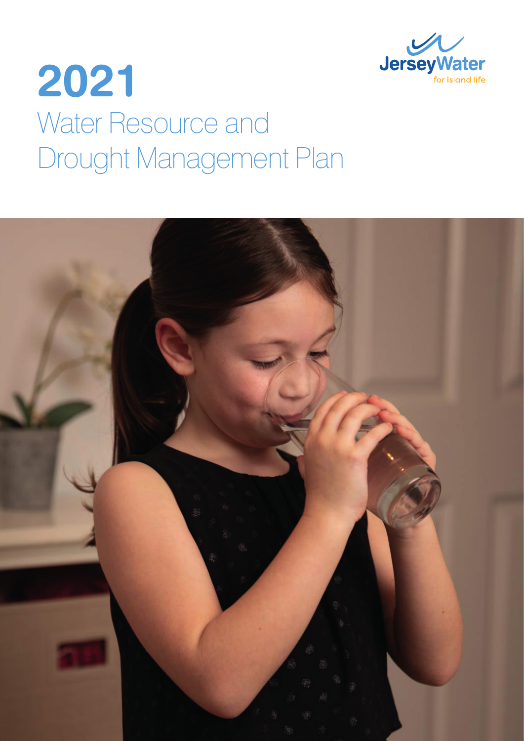JerseyWater

for Island life

# 2021

## Water Resource and Drought Management Plan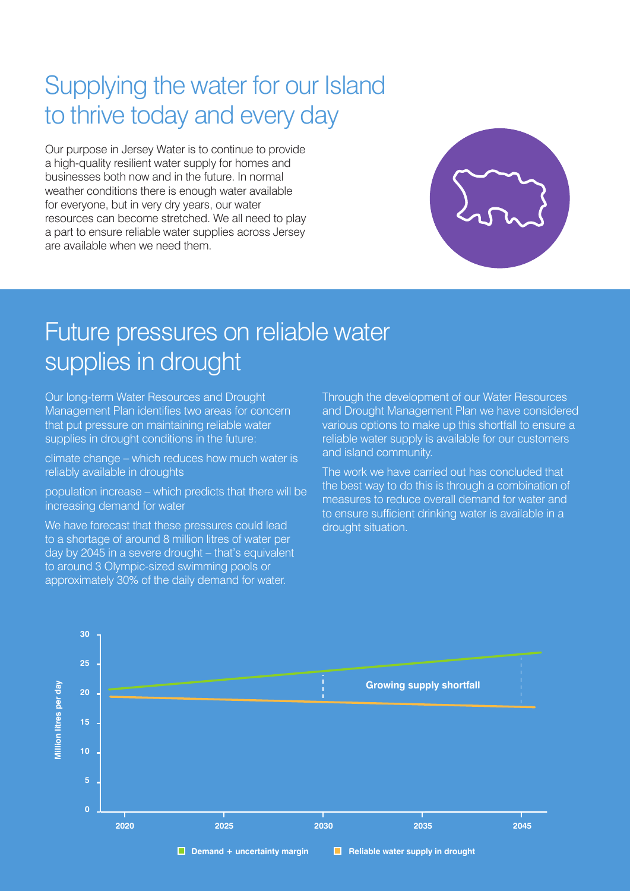# Supplying the water for our Island to thrive today and every day

Our purpose in Jersey Water is to continue to provide a high-quality resilient water supply for homes and businesses both now and in the future. In normal weather conditions there is enough water available for everyone, but in very dry years, our water resources can become stretched. We all need to play a part to ensure reliable water supplies across Jersey are available when we need them.

# Future pressures on reliable water supplies in drought

Our long-term Water Resources and Drought Management Plan identifies two areas for concern that put pressure on maintaining reliable water supplies in drought conditions in the future:

climate change – which reduces how much water is reliably available in droughts

population increase – which predicts that there will be increasing demand for water

We have forecast that these pressures could lead to a shortage of around 8 million litres of water per day by 2045 in a severe drought – that's equivalent to around 3 Olympic-sized swimming pools or approximately 30% of the daily demand for water.

Through the development of our Water Resources and Drought Management Plan we have considered various options to make up this shortfall to ensure a reliable water supply is available for our customers and island community.

The work we have carried out has concluded that the best way to do this is through a combination of measures to reduce overall demand for water and to ensure sufficient drinking water is available in a drought situation.

Million litres per day

Growing supply shortfall

2020 2025 2030 2035 2045

Demand + uncertainty margin — Reliable water supply in drought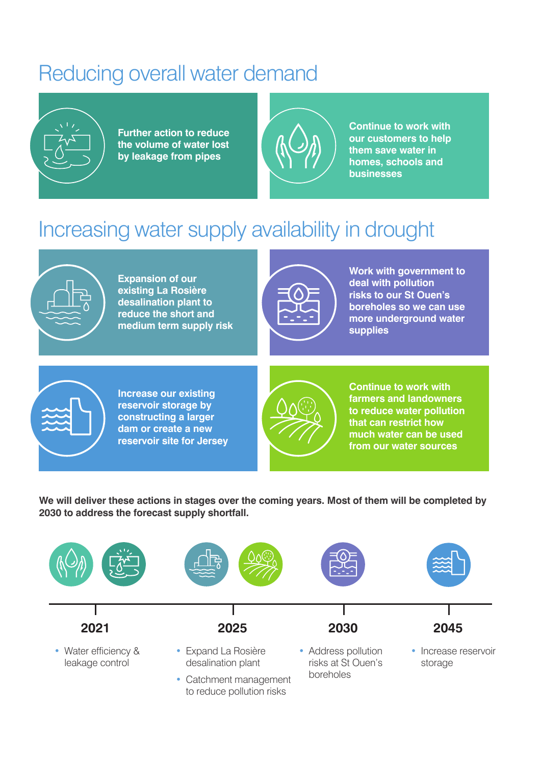# Reducing overall water demand

**Further action to reduce the volume of water lost by leakage from pipes**

**Continue to work with our customers to help them save water in homes, schools and businesses**

# Increasing water supply availability in drought

**Expansion of our existing La Rosière desalination plant to reduce the short and medium term supply risk**

**Work with government to deal with pollution risks to our St Ouen's boreholes so we can use more underground water supplies**

**Increase our existing reservoir storage by constructing a larger dam or create a new reservoir site for Jersey**

**Continue to work with farmers and landowners to reduce water pollution that can restrict how much water can be used from our water sources**

**We will deliver these actions in stages over the coming years. Most of them will be completed by 2030 to address the forecast supply shortfall.**

**2021**

- Water efficiency & leakage control

**2025**

- Expand La Rosière desalination plant
- Catchment management to reduce pollution risks

**2030**

- Address pollution risks at St Ouen's boreholes

**2045**

- Increase reservoir storage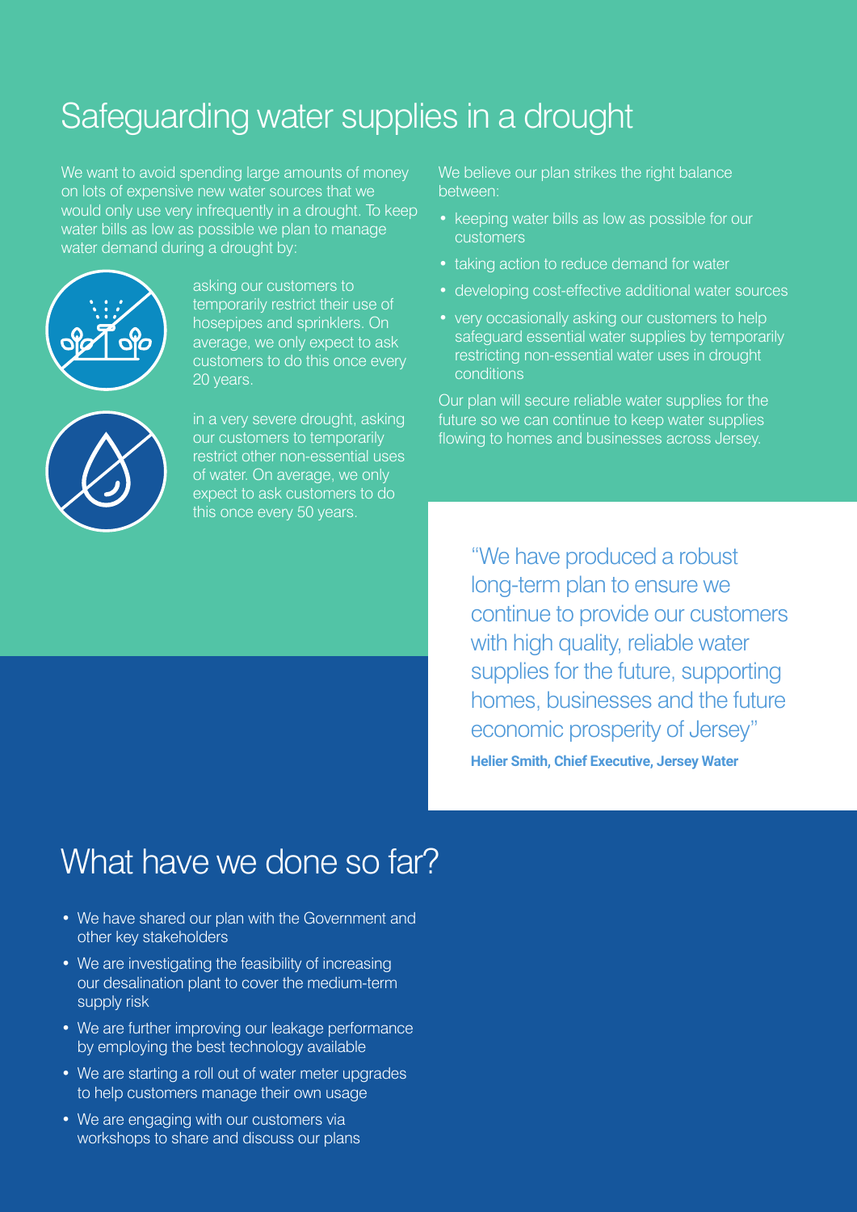# Safeguarding water supplies in a drought

We want to avoid spending large amounts of money on lots of expensive new water sources that we would only use very infrequently in a drought. To keep water bills as low as possible we plan to manage water demand during a drought by:

asking our customers to temporarily restrict their use of hosepipes and sprinklers. On average, we only expect to ask customers to do this once every 20 years.

in a very severe drought, asking our customers to temporarily restrict other non-essential uses of water. On average, we only expect to ask customers to do this once every 50 years.

We believe our plan strikes the right balance between:

- keeping water bills as low as possible for our customers
- taking action to reduce demand for water
- developing cost-effective additional water sources
- very occasionally asking our customers to help safeguard essential water supplies by temporarily restricting non-essential water uses in drought conditions

Our plan will secure reliable water supplies for the future so we can continue to keep water supplies flowing to homes and businesses across Jersey.

"We have produced a robust long-term plan to ensure we continue to provide our customers with high quality, reliable water supplies for the future, supporting homes, businesses and the future economic prosperity of Jersey"

**Helier Smith, Chief Executive, Jersey Water**

# What have we done so far?

- We have shared our plan with the Government and other key stakeholders
- We are investigating the feasibility of increasing our desalination plant to cover the medium-term supply risk
- We are further improving our leakage performance by employing the best technology available
- We are starting a roll out of water meter upgrades to help customers manage their own usage
- We are engaging with our customers via workshops to share and discuss our plans